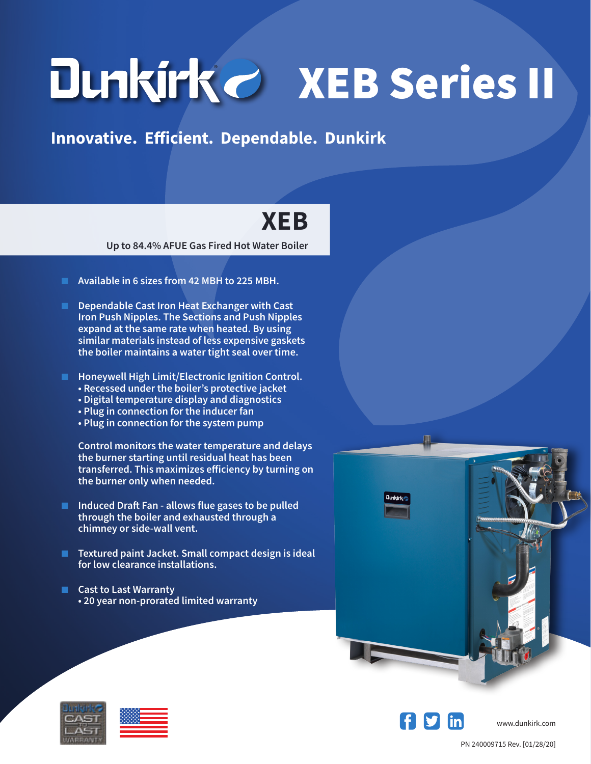# Dunkirk XEB Series II

## Innovative. Efficient. Dependable. Dunkirk

## XEB

Up to 84.4% AFUE Gas Fired Hot Water Boiler

- Available in 6 sizes from 42 MBH to 225 MBH.
- Dependable Cast Iron Heat Exchanger with Cast Iron Push Nipples. The Sections and Push Nipples expand at the same rate when heated. By using similar materials instead of less expensive gaskets the boiler maintains a water tight seal over time.
- Honeywell High Limit/Electronic Ignition Control.
  - Recessed under the boiler's protective jacket
  - Digital temperature display and diagnostics
  - Plug in connection for the inducer fan
  - Plug in connection for the system pump

  Control monitors the water temperature and delays the burner starting until residual heat has been transferred. This maximizes efficiency by turning on the burner only when needed.
- Induced Draft Fan - allows flue gases to be pulled through the boiler and exhausted through a chimney or side-wall vent.
- Textured paint Jacket. Small compact design is ideal for low clearance installations.
- Cast to Last Warranty
  - 20 year non-prorated limited warranty

www.dunkirk.com

PN 240009715 Rev. [01/28/20]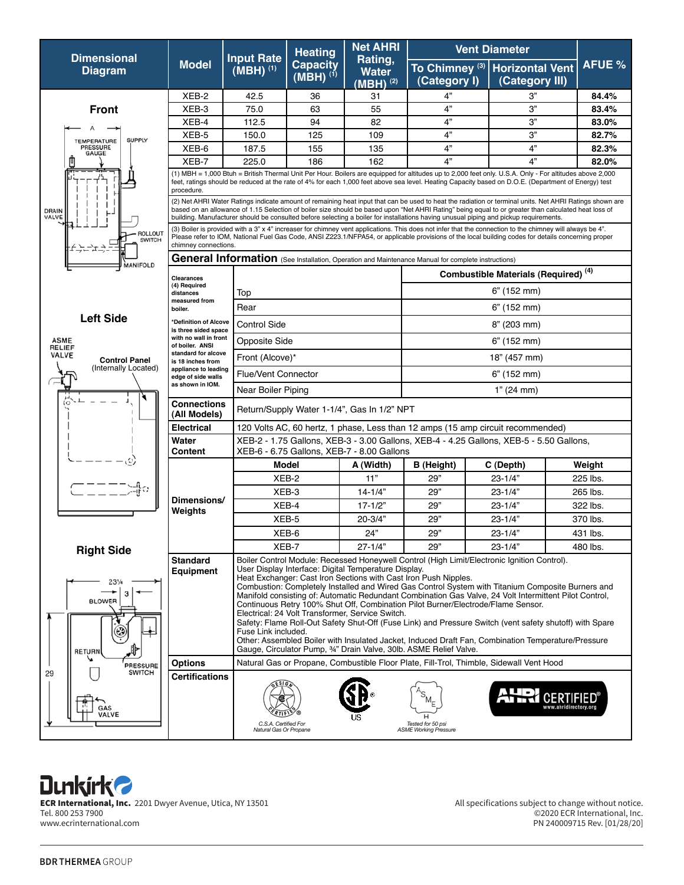## Dimensional Diagram

### Front

A

TEMPERATURE PRESSURE GAUGE

SUPPLY

DRAIN VALVE

ROLLOUT SWITCH

MANIFOLD

### Left Side

ASME RELIEF VALVE

Control Panel (Internally Located)

### Right Side

23¼

3

BLOWER

RETURN

PRESSURE SWITCH

29

GAS VALVE

| Model | Input Rate (MBH) [1] | Heating Capacity (MBH) [1] | Net AHRI Rating, Water (MBH) [2] | Vent Diameter: To Chimney [3] (Category I) | Vent Diameter: Horizontal Vent (Category III) | AFUE % |
|---|---|---|---|---|---|---|
| XEB-2 | 42.5 | 36 | 31 | 4" | 3" | **84.4%** |
| XEB-3 | 75.0 | 63 | 55 | 4" | 3" | **83.4%** |
| XEB-4 | 112.5 | 94 | 82 | 4" | 3" | **83.0%** |
| XEB-5 | 150.0 | 125 | 109 | 4" | 3" | **82.7%** |
| XEB-6 | 187.5 | 155 | 135 | 4" | 4" | **82.3%** |
| XEB-7 | 225.0 | 186 | 162 | 4" | 4" | **82.0%** |

(1) MBH = 1,000 Btuh = British Thermal Unit Per Hour. Boilers are equipped for altitudes up to 2,000 feet only. U.S.A. Only - For altitudes above 2,000 feet, ratings should be reduced at the rate of 4% for each 1,000 feet above sea level. Heating Capacity based on D.O.E. (Department of Energy) test procedure.

(2) Net AHRI Water Ratings indicate amount of remaining heat input that can be used to heat the radiation or terminal units. Net AHRI Ratings shown are based on an allowance of 1.15 Selection of boiler size should be based upon "Net AHRI Rating" being equal to or greater than calculated heat loss of building. Manufacturer should be consulted before selecting a boiler for installations having unusual piping and pickup requirements.

(3) Boiler is provided with a 3" x 4" increaser for chimney vent applications. This does not infer that the connection to the chimney will always be 4". Please refer to IOM, National Fuel Gas Code, ANSI Z223.1/NFPA54, or applicable provisions of the local building codes for details concerning proper chimney connections.

## General Information (See Installation, Operation and Maintenance Manual for complete instructions)

**Clearances** (4) Required distances measured from boiler.

*Definition of Alcove is three sided space with no wall in front of boiler. ANSI standard for alcove is 18 inches from appliance to leading edge of side walls as shown in IOM.

| Clearances | Combustible Materials (Required) [4] |
|---|---|
| Top | 6" (152 mm) |
| Rear | 6" (152 mm) |
| Control Side | 8" (203 mm) |
| Opposite Side | 6" (152 mm) |
| Front (Alcove)* | 18" (457 mm) |
| Flue/Vent Connector | 6" (152 mm) |
| Near Boiler Piping | 1" (24 mm) |

**Connections (All Models)**: Return/Supply Water 1-1/4", Gas In 1/2" NPT

**Electrical**: 120 Volts AC, 60 hertz, 1 phase, Less than 12 amps (15 amp circuit recommended)

**Water Content**: XEB-2 - 1.75 Gallons, XEB-3 - 3.00 Gallons, XEB-4 - 4.25 Gallons, XEB-5 - 5.50 Gallons, XEB-6 - 6.75 Gallons, XEB-7 - 8.00 Gallons

**Dimensions/ Weights**

| Model | A (Width) | B (Height) | C (Depth) | Weight |
|---|---|---|---|---|
| XEB-2 | 11" | 29" | 23-1/4" | 225 lbs. |
| XEB-3 | 14-1/4" | 29" | 23-1/4" | 265 lbs. |
| XEB-4 | 17-1/2" | 29" | 23-1/4" | 322 lbs. |
| XEB-5 | 20-3/4" | 29" | 23-1/4" | 370 lbs. |
| XEB-6 | 24" | 29" | 23-1/4" | 431 lbs. |
| XEB-7 | 27-1/4" | 29" | 23-1/4" | 480 lbs. |

**Standard Equipment**

Boiler Control Module: Recessed Honeywell Control (High Limit/Electronic Ignition Control).
User Display Interface: Digital Temperature Display.
Heat Exchanger: Cast Iron Sections with Cast Iron Push Nipples.
Combustion: Completely Installed and Wired Gas Control System with Titanium Composite Burners and Manifold consisting of: Automatic Redundant Combination Gas Valve, 24 Volt Intermittent Pilot Control, Continuous Retry 100% Shut Off, Combination Pilot Burner/Electrode/Flame Sensor.
Electrical: 24 Volt Transformer, Service Switch.
Safety: Flame Roll-Out Safety Shut-Off (Fuse Link) and Pressure Switch (vent safety shutoff) with Spare Fuse Link included.
Other: Assembled Boiler with Insulated Jacket, Induced Draft Fan, Combination Temperature/Pressure Gauge, Circulator Pump, ¾" Drain Valve, 30lb. ASME Relief Valve.

**Options**: Natural Gas or Propane, Combustible Floor Plate, Fill-Trol, Thimble, Sidewall Vent Hood

**Certifications**

*C.S.A. Certified For Natural Gas Or Propane*

US

*Tested for 50 psi ASME Working Pressure*

AHRI CERTIFIED® www.ahridirectory.org

Dunkirk

**ECR International, Inc.** 2201 Dwyer Avenue, Utica, NY 13501
Tel. 800 253 7900
www.ecrinternational.com

All specifications subject to change without notice.
©2020 ECR International, Inc.
PN 240009715 Rev. [01/28/20]

BDR THERMEA GROUP